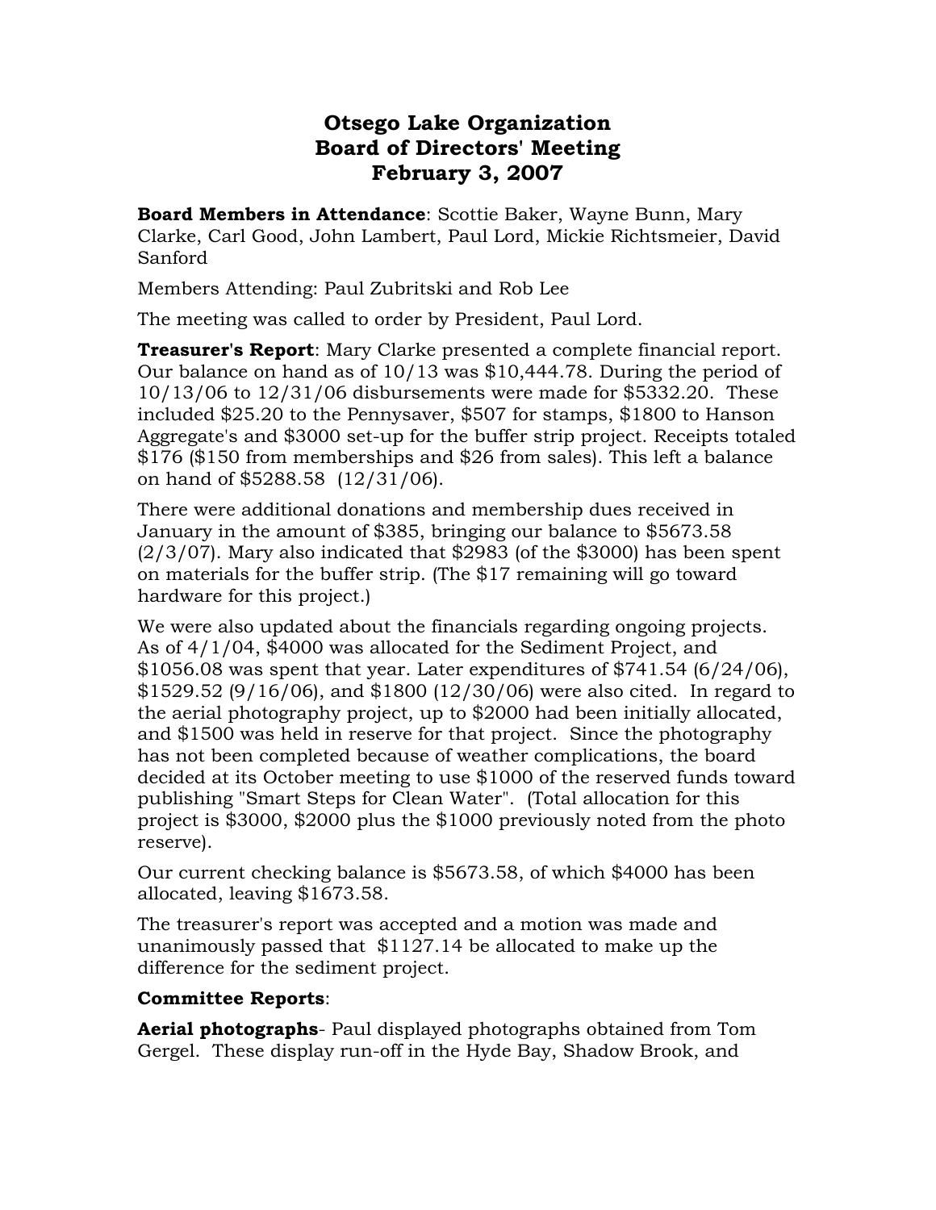# Otsego Lake Organization
## Board of Directors' Meeting
## February 3, 2007

**Board Members in Attendance**: Scottie Baker, Wayne Bunn, Mary Clarke, Carl Good, John Lambert, Paul Lord, Mickie Richtsmeier, David Sanford

Members Attending: Paul Zubritski and Rob Lee

The meeting was called to order by President, Paul Lord.

**Treasurer's Report**: Mary Clarke presented a complete financial report. Our balance on hand as of 10/13 was $10,444.78. During the period of 10/13/06 to 12/31/06 disbursements were made for $5332.20. These included $25.20 to the Pennysaver, $507 for stamps, $1800 to Hanson Aggregate's and $3000 set-up for the buffer strip project. Receipts totaled $176 ($150 from memberships and $26 from sales). This left a balance on hand of $5288.58 (12/31/06).

There were additional donations and membership dues received in January in the amount of $385, bringing our balance to $5673.58 (2/3/07). Mary also indicated that $2983 (of the $3000) has been spent on materials for the buffer strip. (The $17 remaining will go toward hardware for this project.)

We were also updated about the financials regarding ongoing projects. As of 4/1/04, $4000 was allocated for the Sediment Project, and $1056.08 was spent that year. Later expenditures of $741.54 (6/24/06), $1529.52 (9/16/06), and $1800 (12/30/06) were also cited. In regard to the aerial photography project, up to $2000 had been initially allocated, and $1500 was held in reserve for that project. Since the photography has not been completed because of weather complications, the board decided at its October meeting to use $1000 of the reserved funds toward publishing "Smart Steps for Clean Water". (Total allocation for this project is $3000, $2000 plus the $1000 previously noted from the photo reserve).

Our current checking balance is $5673.58, of which $4000 has been allocated, leaving $1673.58.

The treasurer's report was accepted and a motion was made and unanimously passed that $1127.14 be allocated to make up the difference for the sediment project.

**Committee Reports**:

**Aerial photographs**- Paul displayed photographs obtained from Tom Gergel. These display run-off in the Hyde Bay, Shadow Brook, and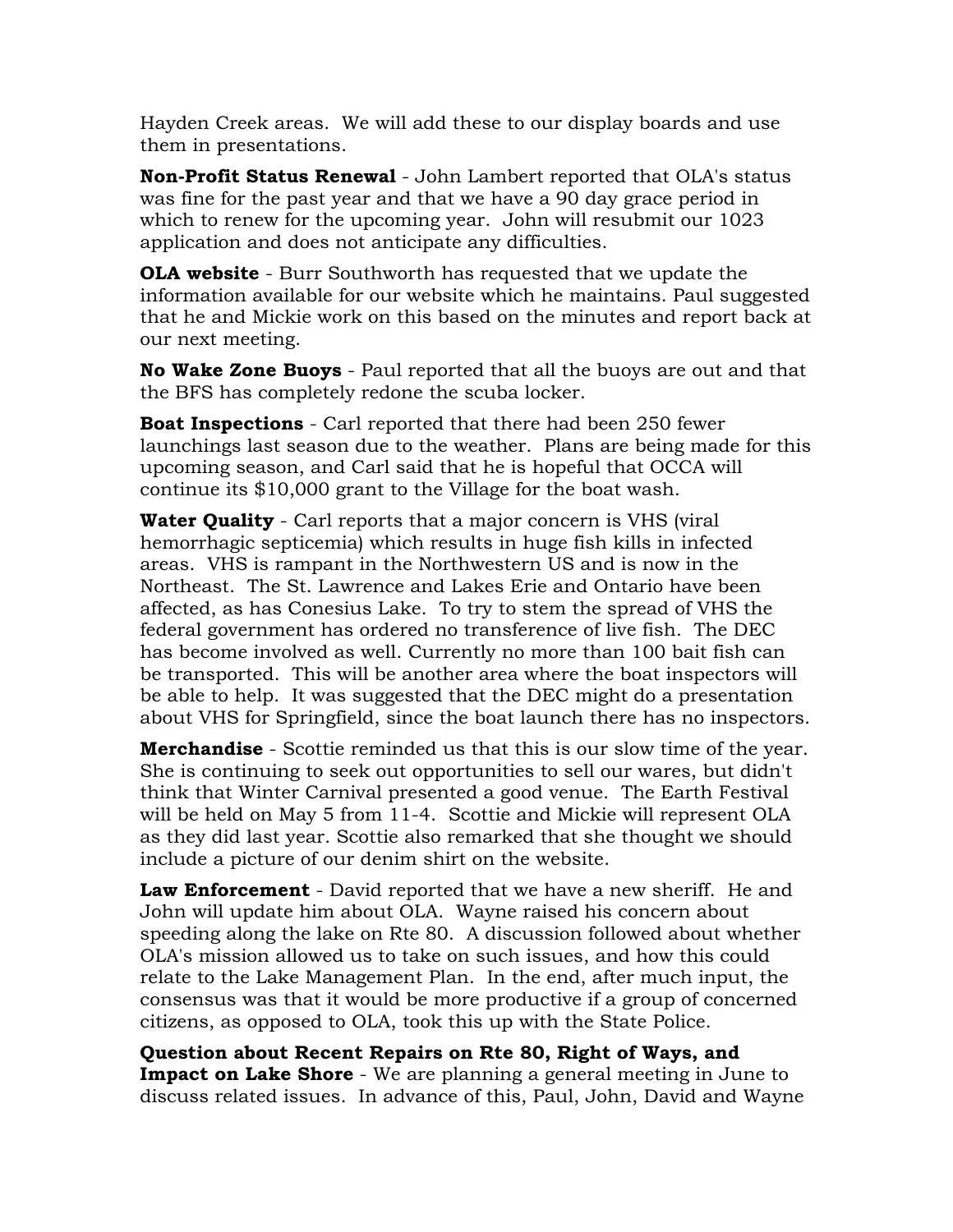Hayden Creek areas.  We will add these to our display boards and use them in presentations.

**Non-Profit Status Renewal** - John Lambert reported that OLA's status was fine for the past year and that we have a 90 day grace period in which to renew for the upcoming year.  John will resubmit our 1023 application and does not anticipate any difficulties.

**OLA website** - Burr Southworth has requested that we update the information available for our website which he maintains. Paul suggested that he and Mickie work on this based on the minutes and report back at our next meeting.

**No Wake Zone Buoys** - Paul reported that all the buoys are out and that the BFS has completely redone the scuba locker.

**Boat Inspections** - Carl reported that there had been 250 fewer launchings last season due to the weather.  Plans are being made for this upcoming season, and Carl said that he is hopeful that OCCA will continue its $10,000 grant to the Village for the boat wash.

**Water Quality** - Carl reports that a major concern is VHS (viral hemorrhagic septicemia) which results in huge fish kills in infected areas.  VHS is rampant in the Northwestern US and is now in the Northeast.  The St. Lawrence and Lakes Erie and Ontario have been affected, as has Conesius Lake.  To try to stem the spread of VHS the federal government has ordered no transference of live fish.  The DEC has become involved as well. Currently no more than 100 bait fish can be transported.  This will be another area where the boat inspectors will be able to help.  It was suggested that the DEC might do a presentation about VHS for Springfield, since the boat launch there has no inspectors.

**Merchandise** - Scottie reminded us that this is our slow time of the year. She is continuing to seek out opportunities to sell our wares, but didn't think that Winter Carnival presented a good venue.  The Earth Festival will be held on May 5 from 11-4.  Scottie and Mickie will represent OLA as they did last year. Scottie also remarked that she thought we should include a picture of our denim shirt on the website.

**Law Enforcement** - David reported that we have a new sheriff.  He and John will update him about OLA.  Wayne raised his concern about speeding along the lake on Rte 80.  A discussion followed about whether OLA's mission allowed us to take on such issues, and how this could relate to the Lake Management Plan.  In the end, after much input, the consensus was that it would be more productive if a group of concerned citizens, as opposed to OLA, took this up with the State Police.

**Question about Recent Repairs on Rte 80, Right of Ways, and Impact on Lake Shore** - We are planning a general meeting in June to discuss related issues.  In advance of this, Paul, John, David and Wayne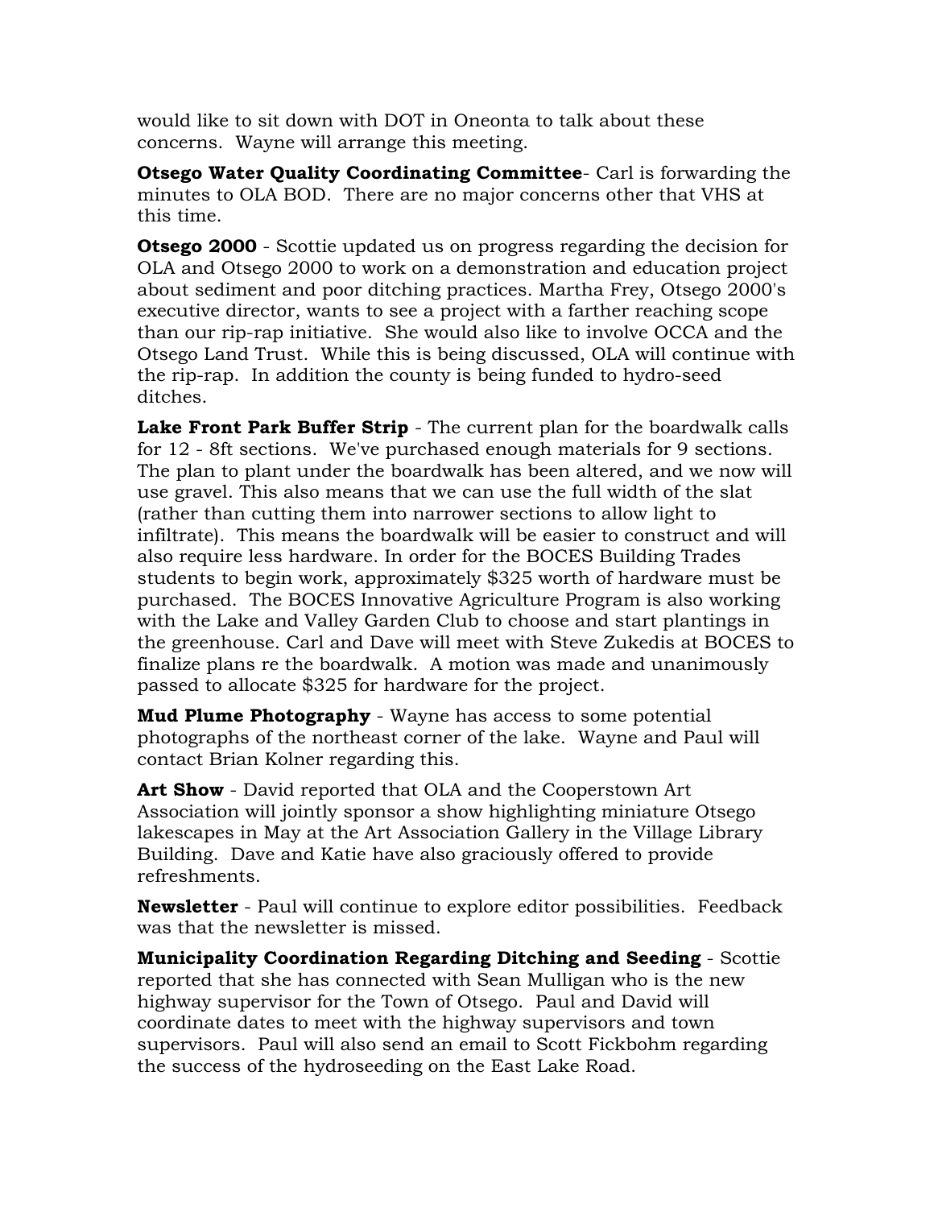would like to sit down with DOT in Oneonta to talk about these concerns. Wayne will arrange this meeting.

**Otsego Water Quality Coordinating Committee**- Carl is forwarding the minutes to OLA BOD. There are no major concerns other that VHS at this time.

**Otsego 2000** - Scottie updated us on progress regarding the decision for OLA and Otsego 2000 to work on a demonstration and education project about sediment and poor ditching practices. Martha Frey, Otsego 2000's executive director, wants to see a project with a farther reaching scope than our rip-rap initiative. She would also like to involve OCCA and the Otsego Land Trust. While this is being discussed, OLA will continue with the rip-rap. In addition the county is being funded to hydro-seed ditches.

**Lake Front Park Buffer Strip** - The current plan for the boardwalk calls for 12 - 8ft sections. We've purchased enough materials for 9 sections. The plan to plant under the boardwalk has been altered, and we now will use gravel. This also means that we can use the full width of the slat (rather than cutting them into narrower sections to allow light to infiltrate). This means the boardwalk will be easier to construct and will also require less hardware. In order for the BOCES Building Trades students to begin work, approximately $325 worth of hardware must be purchased. The BOCES Innovative Agriculture Program is also working with the Lake and Valley Garden Club to choose and start plantings in the greenhouse. Carl and Dave will meet with Steve Zukedis at BOCES to finalize plans re the boardwalk. A motion was made and unanimously passed to allocate $325 for hardware for the project.

**Mud Plume Photography** - Wayne has access to some potential photographs of the northeast corner of the lake. Wayne and Paul will contact Brian Kolner regarding this.

**Art Show** - David reported that OLA and the Cooperstown Art Association will jointly sponsor a show highlighting miniature Otsego lakescapes in May at the Art Association Gallery in the Village Library Building. Dave and Katie have also graciously offered to provide refreshments.

**Newsletter** - Paul will continue to explore editor possibilities. Feedback was that the newsletter is missed.

**Municipality Coordination Regarding Ditching and Seeding** - Scottie reported that she has connected with Sean Mulligan who is the new highway supervisor for the Town of Otsego. Paul and David will coordinate dates to meet with the highway supervisors and town supervisors. Paul will also send an email to Scott Fickbohm regarding the success of the hydroseeding on the East Lake Road.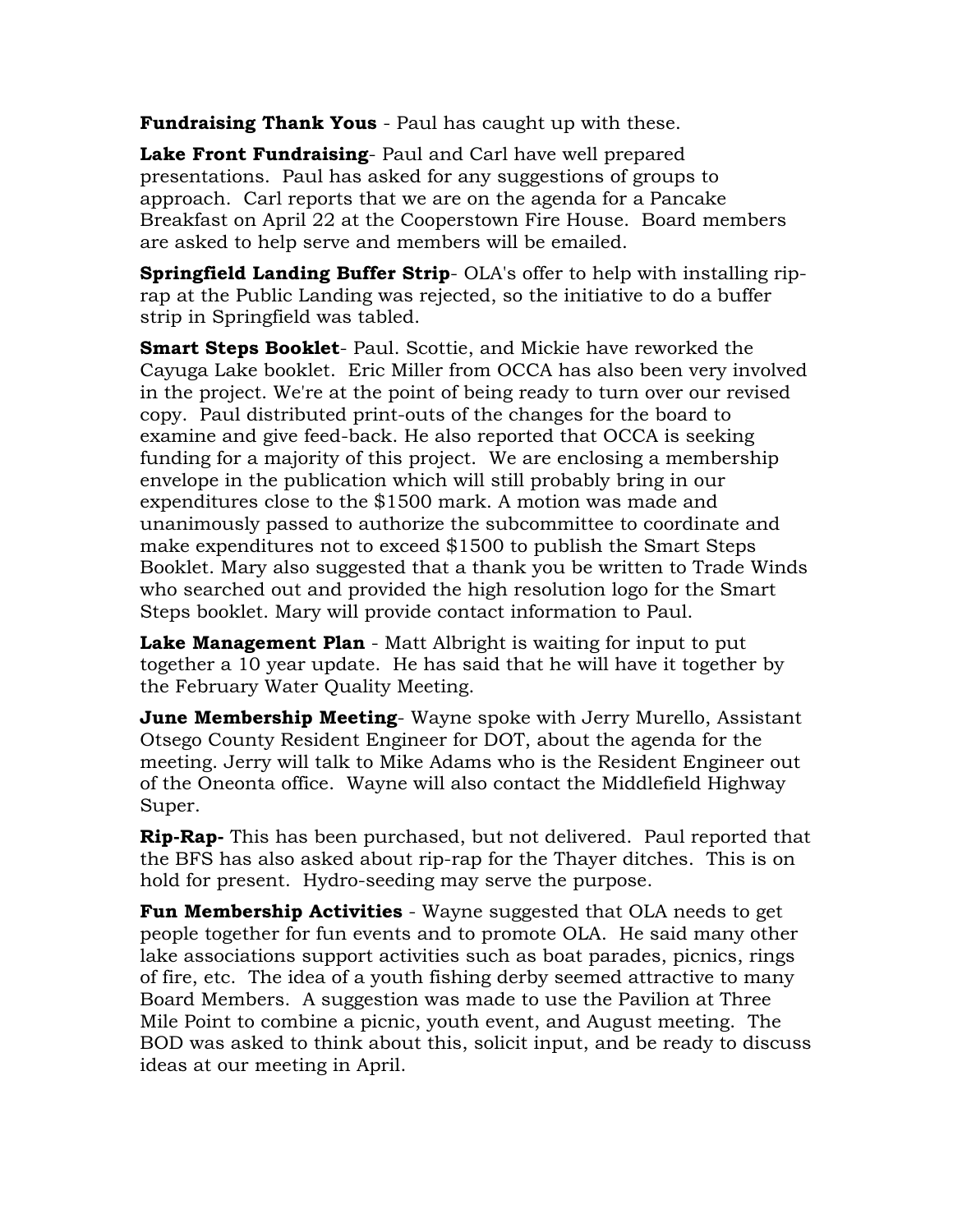**Fundraising Thank Yous** - Paul has caught up with these.

**Lake Front Fundraising**- Paul and Carl have well prepared presentations. Paul has asked for any suggestions of groups to approach. Carl reports that we are on the agenda for a Pancake Breakfast on April 22 at the Cooperstown Fire House. Board members are asked to help serve and members will be emailed.

**Springfield Landing Buffer Strip**- OLA's offer to help with installing rip-rap at the Public Landing was rejected, so the initiative to do a buffer strip in Springfield was tabled.

**Smart Steps Booklet**- Paul. Scottie, and Mickie have reworked the Cayuga Lake booklet. Eric Miller from OCCA has also been very involved in the project. We're at the point of being ready to turn over our revised copy. Paul distributed print-outs of the changes for the board to examine and give feed-back. He also reported that OCCA is seeking funding for a majority of this project. We are enclosing a membership envelope in the publication which will still probably bring in our expenditures close to the $1500 mark. A motion was made and unanimously passed to authorize the subcommittee to coordinate and make expenditures not to exceed $1500 to publish the Smart Steps Booklet. Mary also suggested that a thank you be written to Trade Winds who searched out and provided the high resolution logo for the Smart Steps booklet. Mary will provide contact information to Paul.

**Lake Management Plan** - Matt Albright is waiting for input to put together a 10 year update. He has said that he will have it together by the February Water Quality Meeting.

**June Membership Meeting**- Wayne spoke with Jerry Murello, Assistant Otsego County Resident Engineer for DOT, about the agenda for the meeting. Jerry will talk to Mike Adams who is the Resident Engineer out of the Oneonta office. Wayne will also contact the Middlefield Highway Super.

**Rip-Rap-** This has been purchased, but not delivered. Paul reported that the BFS has also asked about rip-rap for the Thayer ditches. This is on hold for present. Hydro-seeding may serve the purpose.

**Fun Membership Activities** - Wayne suggested that OLA needs to get people together for fun events and to promote OLA. He said many other lake associations support activities such as boat parades, picnics, rings of fire, etc. The idea of a youth fishing derby seemed attractive to many Board Members. A suggestion was made to use the Pavilion at Three Mile Point to combine a picnic, youth event, and August meeting. The BOD was asked to think about this, solicit input, and be ready to discuss ideas at our meeting in April.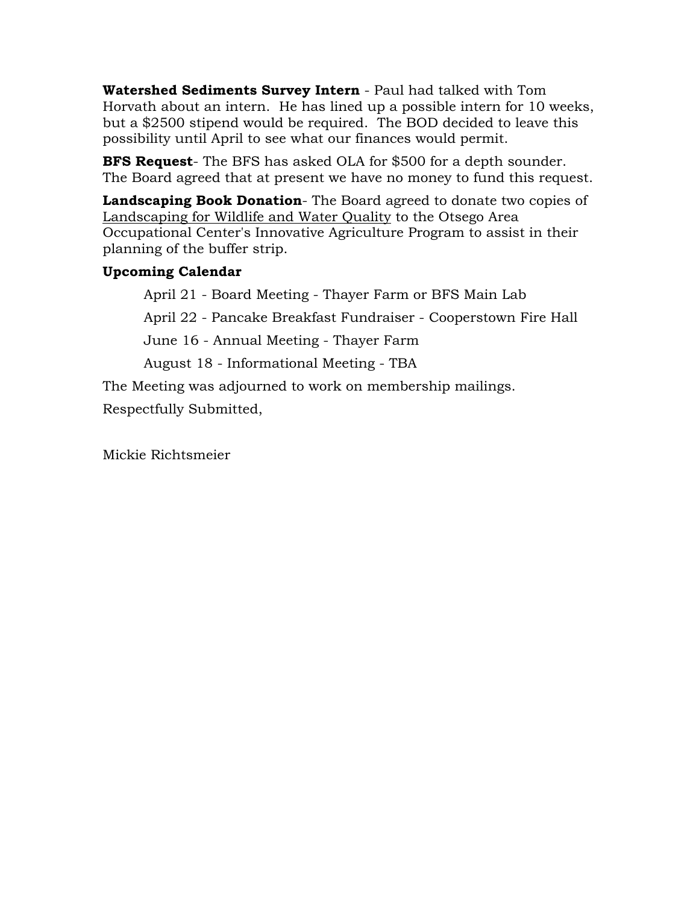**Watershed Sediments Survey Intern** - Paul had talked with Tom Horvath about an intern. He has lined up a possible intern for 10 weeks, but a $2500 stipend would be required. The BOD decided to leave this possibility until April to see what our finances would permit.

**BFS Request**- The BFS has asked OLA for $500 for a depth sounder. The Board agreed that at present we have no money to fund this request.

**Landscaping Book Donation**- The Board agreed to donate two copies of <u>Landscaping for Wildlife and Water Quality</u> to the Otsego Area Occupational Center's Innovative Agriculture Program to assist in their planning of the buffer strip.

**Upcoming Calendar**

April 21 - Board Meeting - Thayer Farm or BFS Main Lab

April 22 - Pancake Breakfast Fundraiser - Cooperstown Fire Hall

June 16 - Annual Meeting - Thayer Farm

August 18 - Informational Meeting - TBA

The Meeting was adjourned to work on membership mailings.

Respectfully Submitted,

Mickie Richtsmeier